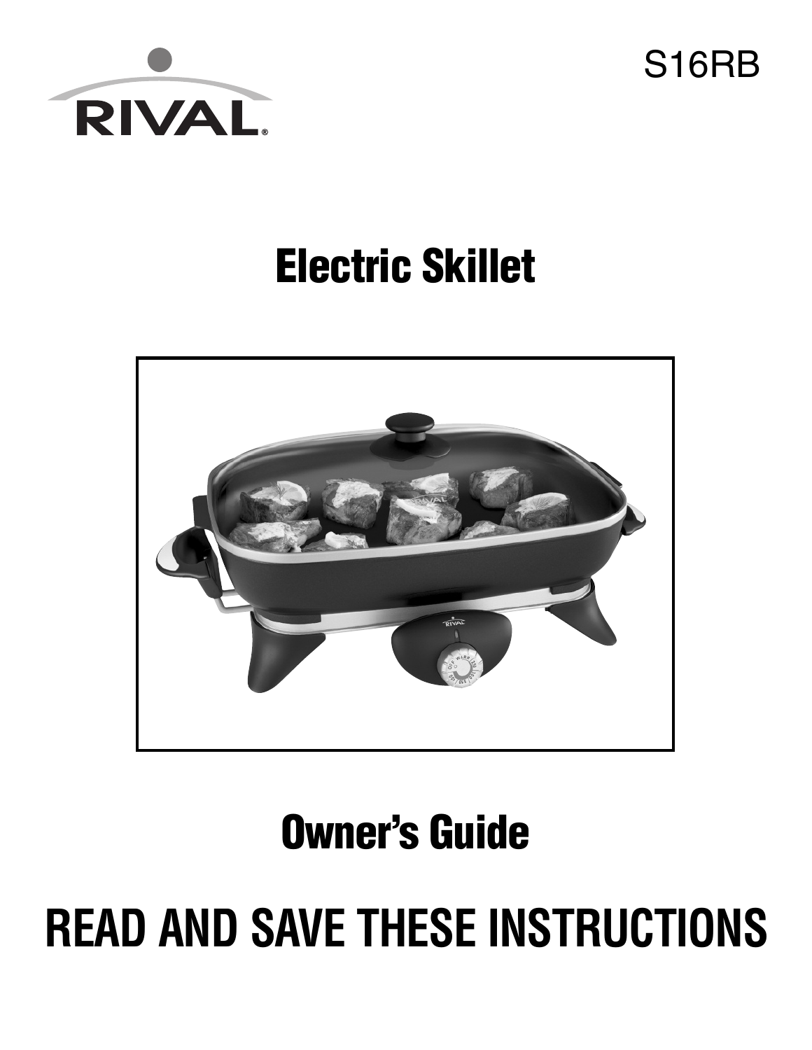RIVAL®

S16RB

# Electric Skillet

## Owner's Guide

# READ AND SAVE THESE INSTRUCTIONS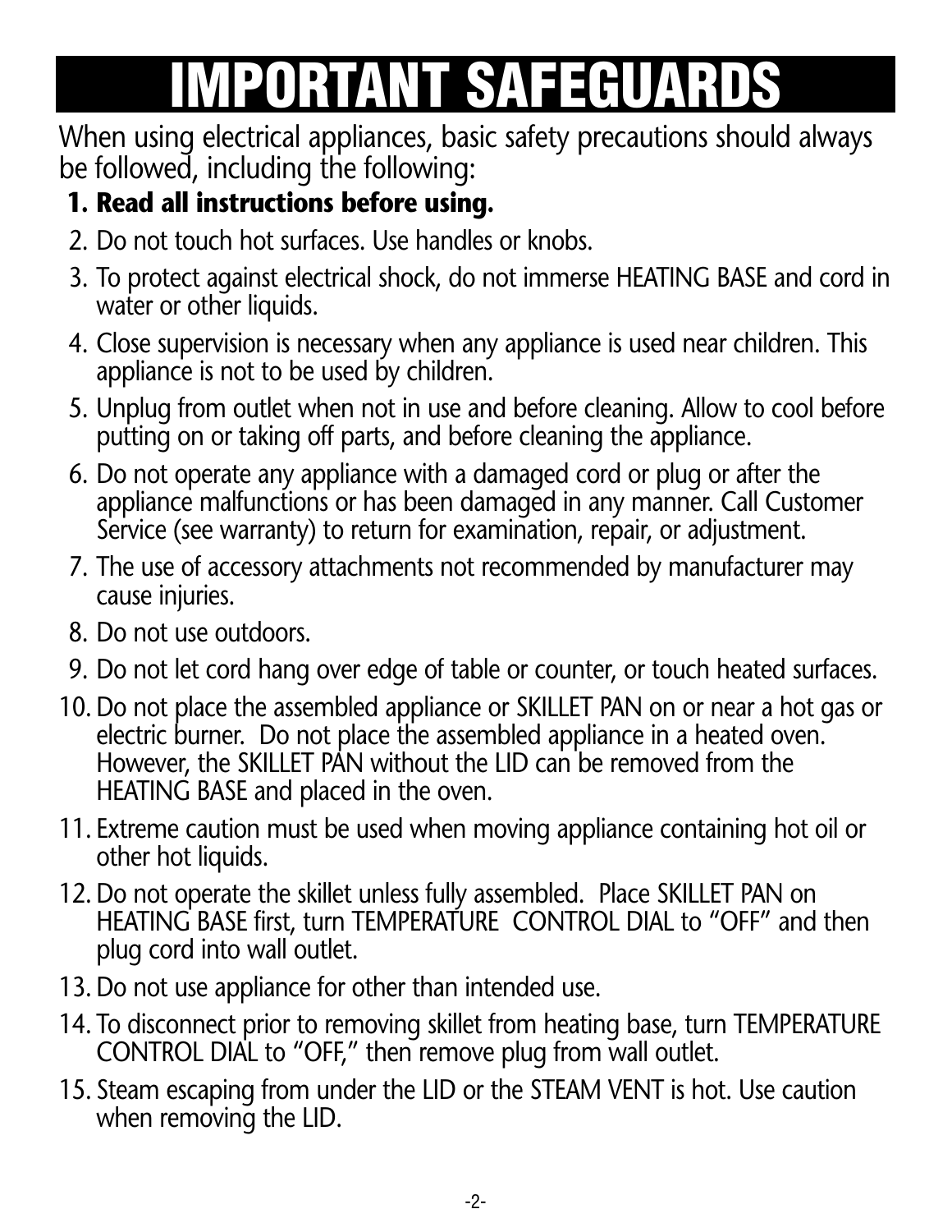# IMPORTANT SAFEGUARDS

When using electrical appliances, basic safety precautions should always be followed, including the following:

1. **Read all instructions before using.**
2. Do not touch hot surfaces. Use handles or knobs.
3. To protect against electrical shock, do not immerse HEATING BASE and cord in water or other liquids.
4. Close supervision is necessary when any appliance is used near children. This appliance is not to be used by children.
5. Unplug from outlet when not in use and before cleaning. Allow to cool before putting on or taking off parts, and before cleaning the appliance.
6. Do not operate any appliance with a damaged cord or plug or after the appliance malfunctions or has been damaged in any manner. Call Customer Service (see warranty) to return for examination, repair, or adjustment.
7. The use of accessory attachments not recommended by manufacturer may cause injuries.
8. Do not use outdoors.
9. Do not let cord hang over edge of table or counter, or touch heated surfaces.
10. Do not place the assembled appliance or SKILLET PAN on or near a hot gas or electric burner. Do not place the assembled appliance in a heated oven. However, the SKILLET PAN without the LID can be removed from the HEATING BASE and placed in the oven.
11. Extreme caution must be used when moving appliance containing hot oil or other hot liquids.
12. Do not operate the skillet unless fully assembled. Place SKILLET PAN on HEATING BASE first, turn TEMPERATURE CONTROL DIAL to "OFF" and then plug cord into wall outlet.
13. Do not use appliance for other than intended use.
14. To disconnect prior to removing skillet from heating base, turn TEMPERATURE CONTROL DIAL to "OFF," then remove plug from wall outlet.
15. Steam escaping from under the LID or the STEAM VENT is hot. Use caution when removing the LID.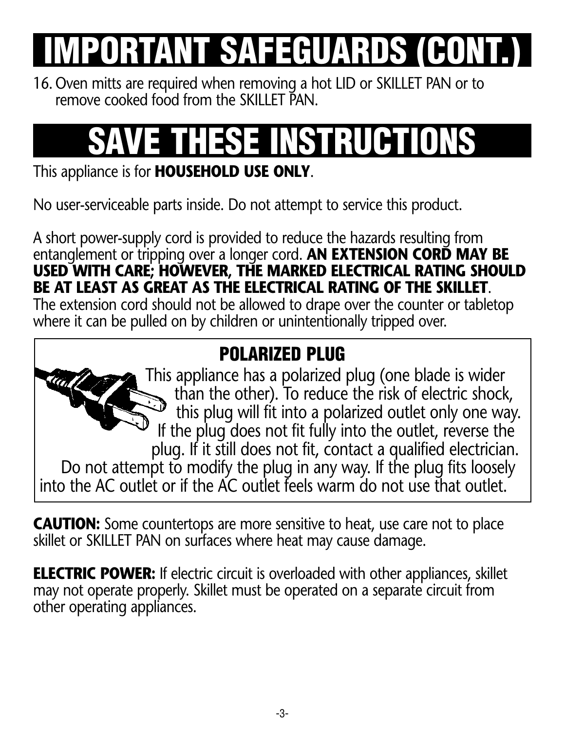# IMPORTANT SAFEGUARDS (CONT.)

16. Oven mitts are required when removing a hot LID or SKILLET PAN or to remove cooked food from the SKILLET PAN.

# SAVE THESE INSTRUCTIONS

This appliance is for **HOUSEHOLD USE ONLY**.

No user-serviceable parts inside. Do not attempt to service this product.

A short power-supply cord is provided to reduce the hazards resulting from entanglement or tripping over a longer cord. **AN EXTENSION CORD MAY BE USED WITH CARE; HOWEVER, THE MARKED ELECTRICAL RATING SHOULD BE AT LEAST AS GREAT AS THE ELECTRICAL RATING OF THE SKILLET**. The extension cord should not be allowed to drape over the counter or tabletop where it can be pulled on by children or unintentionally tripped over.

## POLARIZED PLUG

This appliance has a polarized plug (one blade is wider than the other). To reduce the risk of electric shock, this plug will fit into a polarized outlet only one way. If the plug does not fit fully into the outlet, reverse the plug. If it still does not fit, contact a qualified electrician. Do not attempt to modify the plug in any way. If the plug fits loosely into the AC outlet or if the AC outlet feels warm do not use that outlet.

**CAUTION:** Some countertops are more sensitive to heat, use care not to place skillet or SKILLET PAN on surfaces where heat may cause damage.

**ELECTRIC POWER:** If electric circuit is overloaded with other appliances, skillet may not operate properly. Skillet must be operated on a separate circuit from other operating appliances.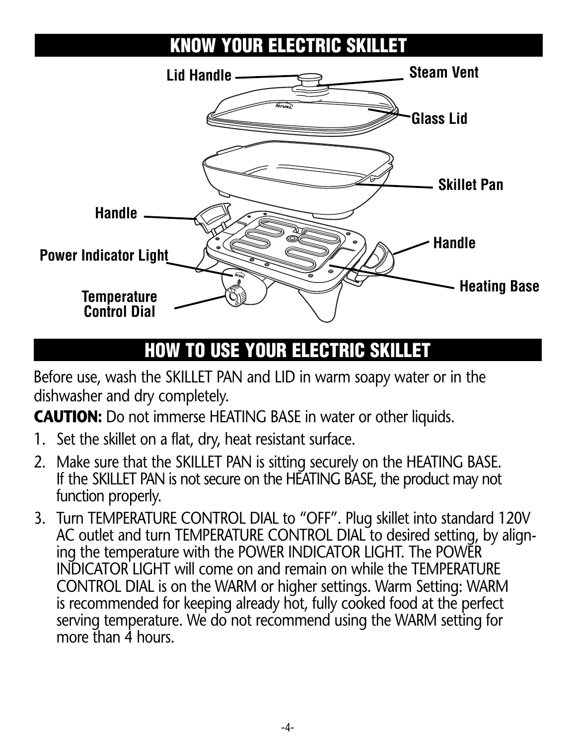## KNOW YOUR ELECTRIC SKILLET

Lid Handle

Steam Vent

Glass Lid

Skillet Pan

Handle

Handle

Power Indicator Light

Heating Base

Temperature Control Dial

## HOW TO USE YOUR ELECTRIC SKILLET

Before use, wash the SKILLET PAN and LID in warm soapy water or in the dishwasher and dry completely.

**CAUTION:** Do not immerse HEATING BASE in water or other liquids.

1. Set the skillet on a flat, dry, heat resistant surface.
2. Make sure that the SKILLET PAN is sitting securely on the HEATING BASE. If the SKILLET PAN is not secure on the HEATING BASE, the product may not function properly.
3. Turn TEMPERATURE CONTROL DIAL to "OFF". Plug skillet into standard 120V AC outlet and turn TEMPERATURE CONTROL DIAL to desired setting, by aligning the temperature with the POWER INDICATOR LIGHT. The POWER INDICATOR LIGHT will come on and remain on while the TEMPERATURE CONTROL DIAL is on the WARM or higher settings. Warm Setting: WARM is recommended for keeping already hot, fully cooked food at the perfect serving temperature. We do not recommend using the WARM setting for more than 4 hours.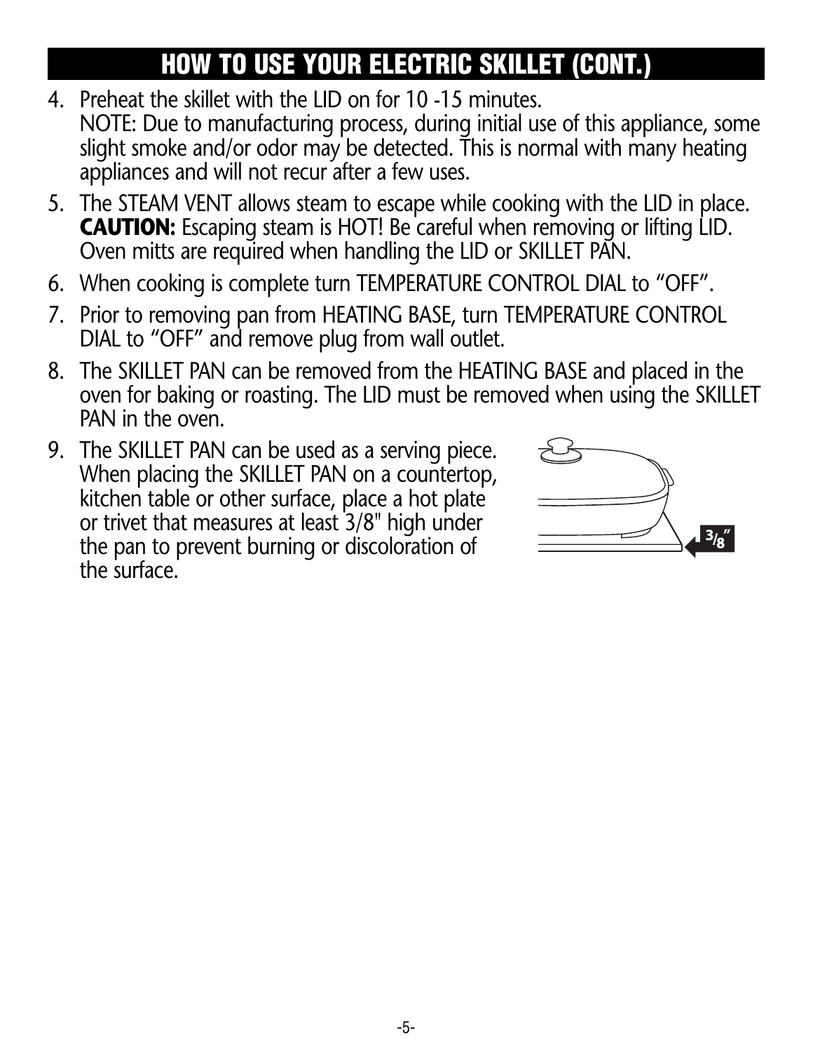## HOW TO USE YOUR ELECTRIC SKILLET (CONT.)

4. Preheat the skillet with the LID on for 10 -15 minutes.
   NOTE: Due to manufacturing process, during initial use of this appliance, some slight smoke and/or odor may be detected. This is normal with many heating appliances and will not recur after a few uses.
5. The STEAM VENT allows steam to escape while cooking with the LID in place. **CAUTION:** Escaping steam is HOT! Be careful when removing or lifting LID. Oven mitts are required when handling the LID or SKILLET PAN.
6. When cooking is complete turn TEMPERATURE CONTROL DIAL to “OFF”.
7. Prior to removing pan from HEATING BASE, turn TEMPERATURE CONTROL DIAL to “OFF” and remove plug from wall outlet.
8. The SKILLET PAN can be removed from the HEATING BASE and placed in the oven for baking or roasting. The LID must be removed when using the SKILLET PAN in the oven.
9. The SKILLET PAN can be used as a serving piece. When placing the SKILLET PAN on a countertop, kitchen table or other surface, place a hot plate or trivet that measures at least 3/8" high under the pan to prevent burning or discoloration of the surface.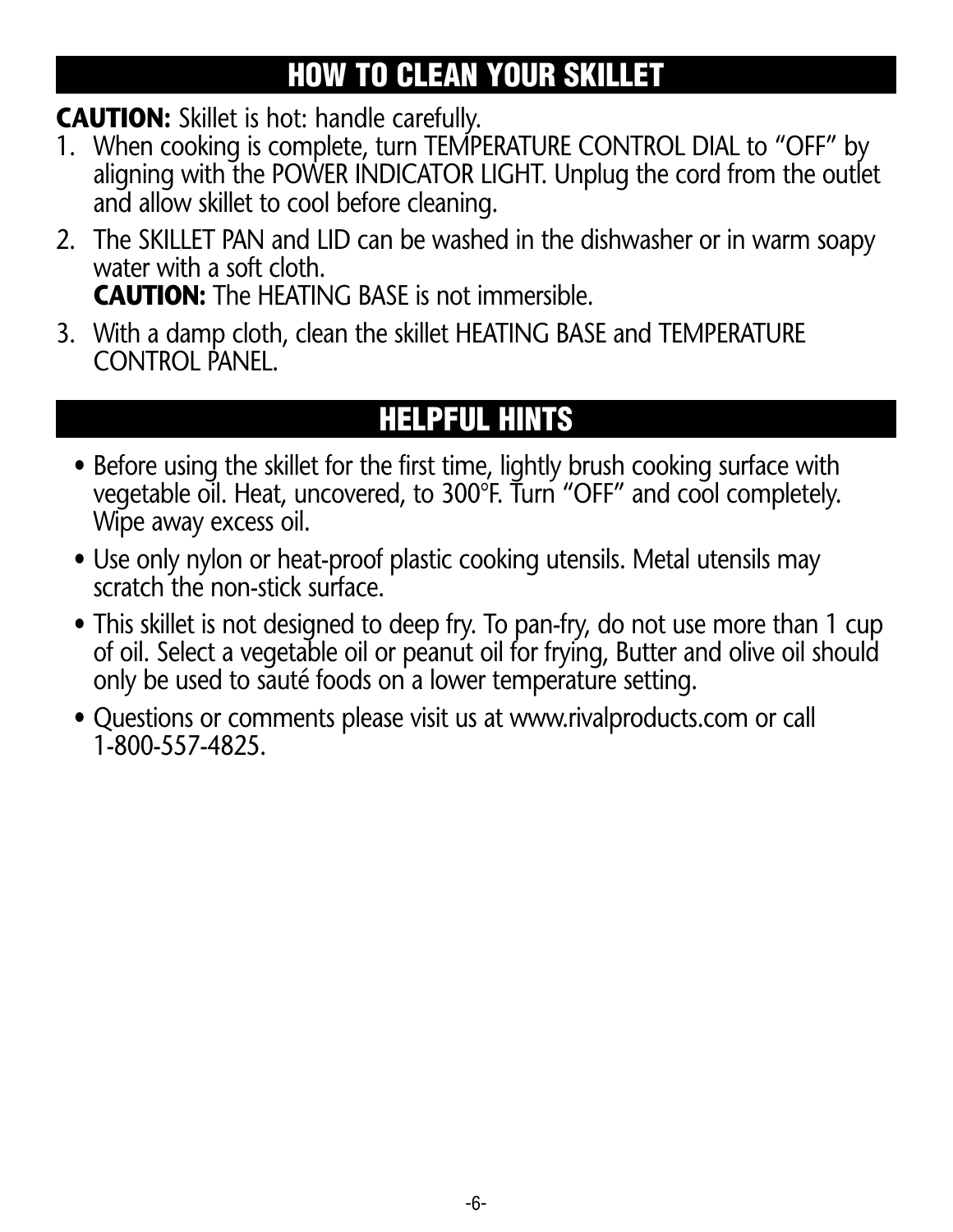## HOW TO CLEAN YOUR SKILLET

**CAUTION:** Skillet is hot: handle carefully.

1. When cooking is complete, turn TEMPERATURE CONTROL DIAL to “OFF” by aligning with the POWER INDICATOR LIGHT. Unplug the cord from the outlet and allow skillet to cool before cleaning.
2. The SKILLET PAN and LID can be washed in the dishwasher or in warm soapy water with a soft cloth.
   **CAUTION:** The HEATING BASE is not immersible.
3. With a damp cloth, clean the skillet HEATING BASE and TEMPERATURE CONTROL PANEL.

## HELPFUL HINTS

- Before using the skillet for the first time, lightly brush cooking surface with vegetable oil. Heat, uncovered, to 300°F. Turn “OFF” and cool completely. Wipe away excess oil.
- Use only nylon or heat-proof plastic cooking utensils. Metal utensils may scratch the non-stick surface.
- This skillet is not designed to deep fry. To pan-fry, do not use more than 1 cup of oil. Select a vegetable oil or peanut oil for frying, Butter and olive oil should only be used to sauté foods on a lower temperature setting.
- Questions or comments please visit us at www.rivalproducts.com or call 1-800-557-4825.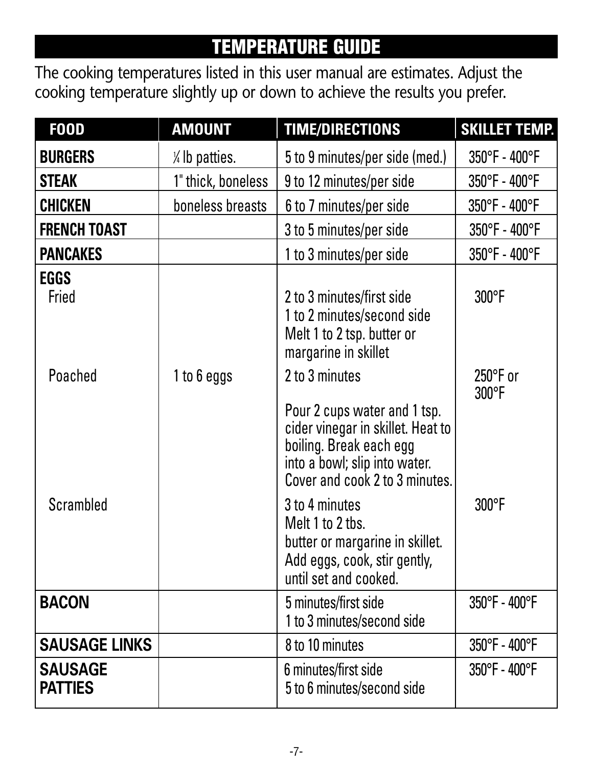## TEMPERATURE GUIDE

The cooking temperatures listed in this user manual are estimates. Adjust the cooking temperature slightly up or down to achieve the results you prefer.

| FOOD | AMOUNT | TIME/DIRECTIONS | SKILLET TEMP. |
|---|---|---|---|
| **BURGERS** | ¼ lb patties. | 5 to 9 minutes/per side (med.) | 350°F - 400°F |
| **STEAK** | 1" thick, boneless | 9 to 12 minutes/per side | 350°F - 400°F |
| **CHICKEN** | boneless breasts | 6 to 7 minutes/per side | 350°F - 400°F |
| **FRENCH TOAST** | | 3 to 5 minutes/per side | 350°F - 400°F |
| **PANCAKES** | | 1 to 3 minutes/per side | 350°F - 400°F |
| **EGGS** | | | |
| Fried | | 2 to 3 minutes/first side<br>1 to 2 minutes/second side<br>Melt 1 to 2 tsp. butter or margarine in skillet | 300°F |
| Poached | 1 to 6 eggs | 2 to 3 minutes<br>Pour 2 cups water and 1 tsp. cider vinegar in skillet. Heat to boiling. Break each egg into a bowl; slip into water. Cover and cook 2 to 3 minutes. | 250°F or 300°F |
| Scrambled | | 3 to 4 minutes<br>Melt 1 to 2 tbs. butter or margarine in skillet. Add eggs, cook, stir gently, until set and cooked. | 300°F |
| **BACON** | | 5 minutes/first side<br>1 to 3 minutes/second side | 350°F - 400°F |
| **SAUSAGE LINKS** | | 8 to 10 minutes | 350°F - 400°F |
| **SAUSAGE PATTIES** | | 6 minutes/first side<br>5 to 6 minutes/second side | 350°F - 400°F |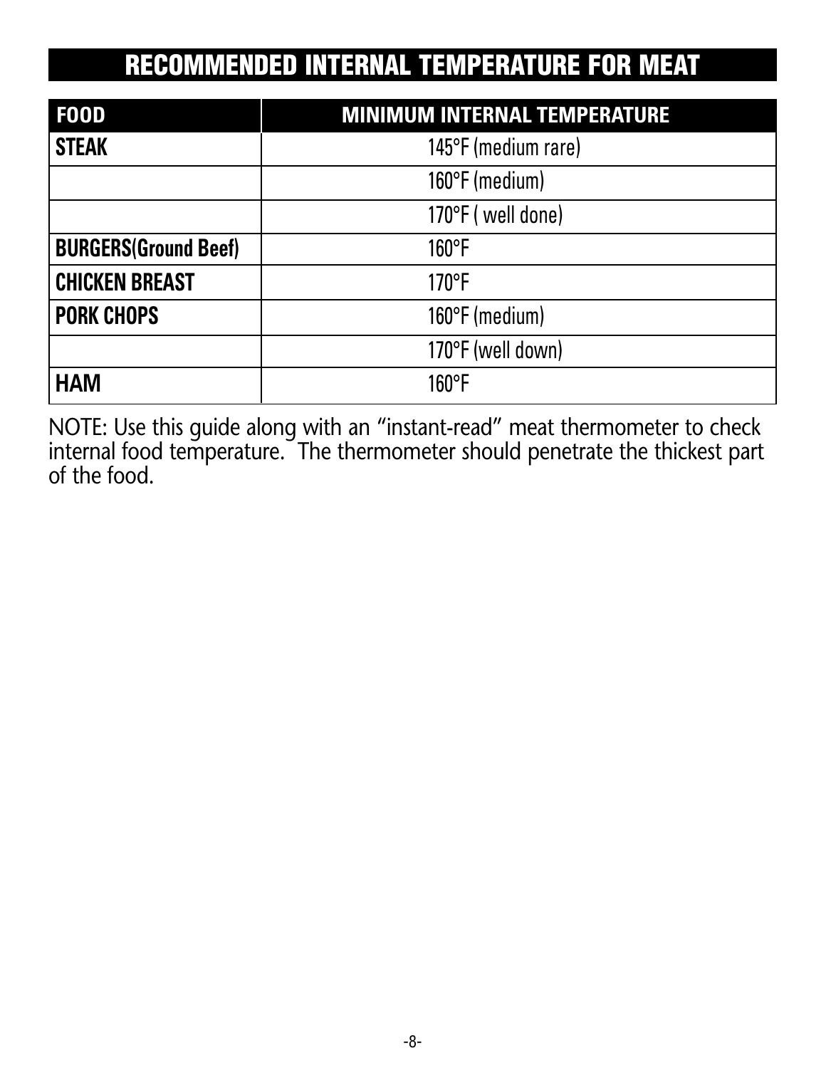## RECOMMENDED INTERNAL TEMPERATURE FOR MEAT

| FOOD | MINIMUM INTERNAL TEMPERATURE |
|---|---|
| **STEAK** | 145°F (medium rare) |
| | 160°F (medium) |
| | 170°F ( well done) |
| **BURGERS(Ground Beef)** | 160°F |
| **CHICKEN BREAST** | 170°F |
| **PORK CHOPS** | 160°F (medium) |
| | 170°F (well down) |
| **HAM** | 160°F |

NOTE: Use this guide along with an "instant-read" meat thermometer to check internal food temperature.  The thermometer should penetrate the thickest part of the food.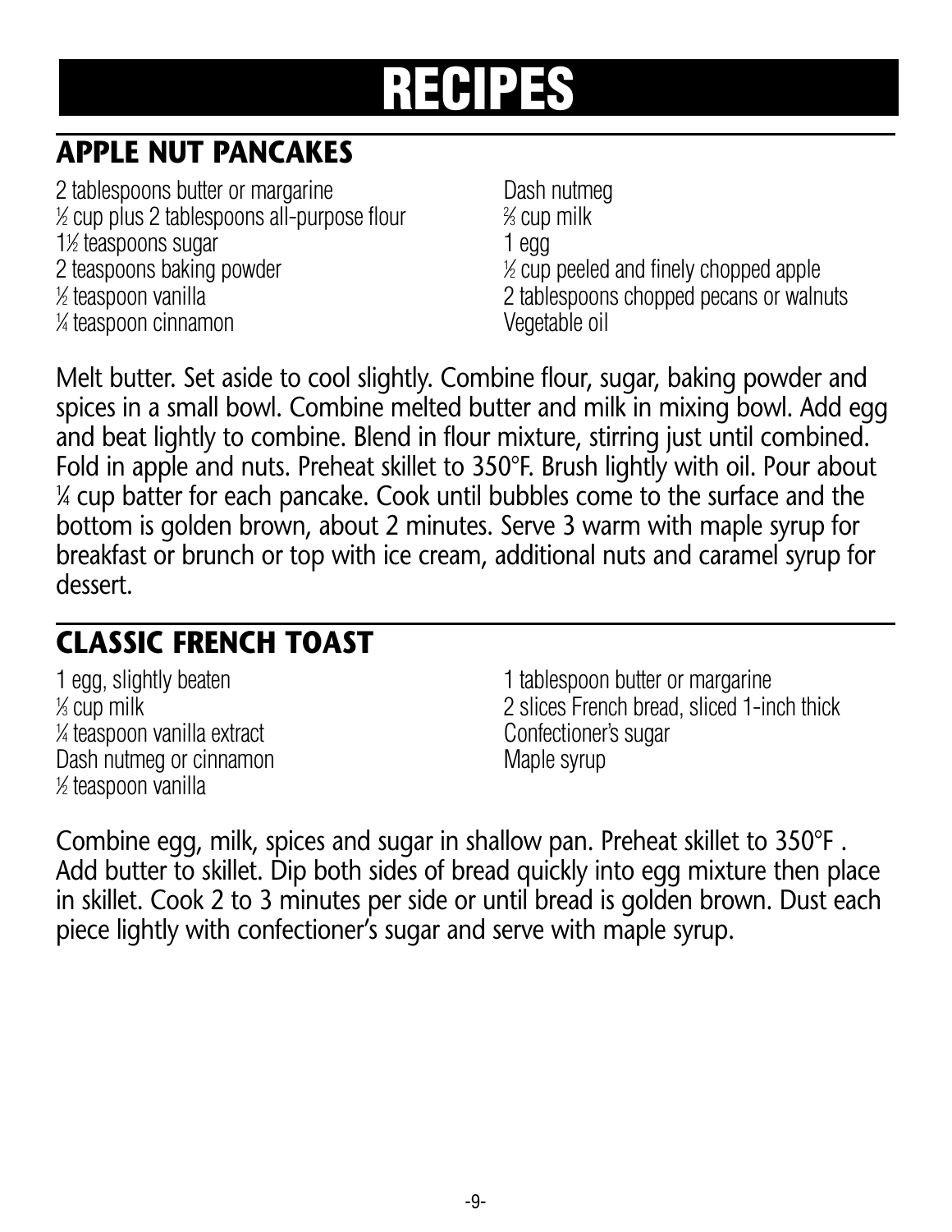# RECIPES

## APPLE NUT PANCAKES

2 tablespoons butter or margarine
½ cup plus 2 tablespoons all-purpose flour
1½ teaspoons sugar
2 teaspoons baking powder
½ teaspoon vanilla
¼ teaspoon cinnamon
Dash nutmeg
⅔ cup milk
1 egg
½ cup peeled and finely chopped apple
2 tablespoons chopped pecans or walnuts
Vegetable oil

Melt butter. Set aside to cool slightly. Combine flour, sugar, baking powder and spices in a small bowl. Combine melted butter and milk in mixing bowl. Add egg and beat lightly to combine. Blend in flour mixture, stirring just until combined. Fold in apple and nuts. Preheat skillet to 350°F. Brush lightly with oil. Pour about ¼ cup batter for each pancake. Cook until bubbles come to the surface and the bottom is golden brown, about 2 minutes. Serve 3 warm with maple syrup for breakfast or brunch or top with ice cream, additional nuts and caramel syrup for dessert.

## CLASSIC FRENCH TOAST

1 egg, slightly beaten
⅓ cup milk
¼ teaspoon vanilla extract
Dash nutmeg or cinnamon
½ teaspoon vanilla
1 tablespoon butter or margarine
2 slices French bread, sliced 1-inch thick
Confectioner's sugar
Maple syrup

Combine egg, milk, spices and sugar in shallow pan. Preheat skillet to 350°F . Add butter to skillet. Dip both sides of bread quickly into egg mixture then place in skillet. Cook 2 to 3 minutes per side or until bread is golden brown. Dust each piece lightly with confectioner's sugar and serve with maple syrup.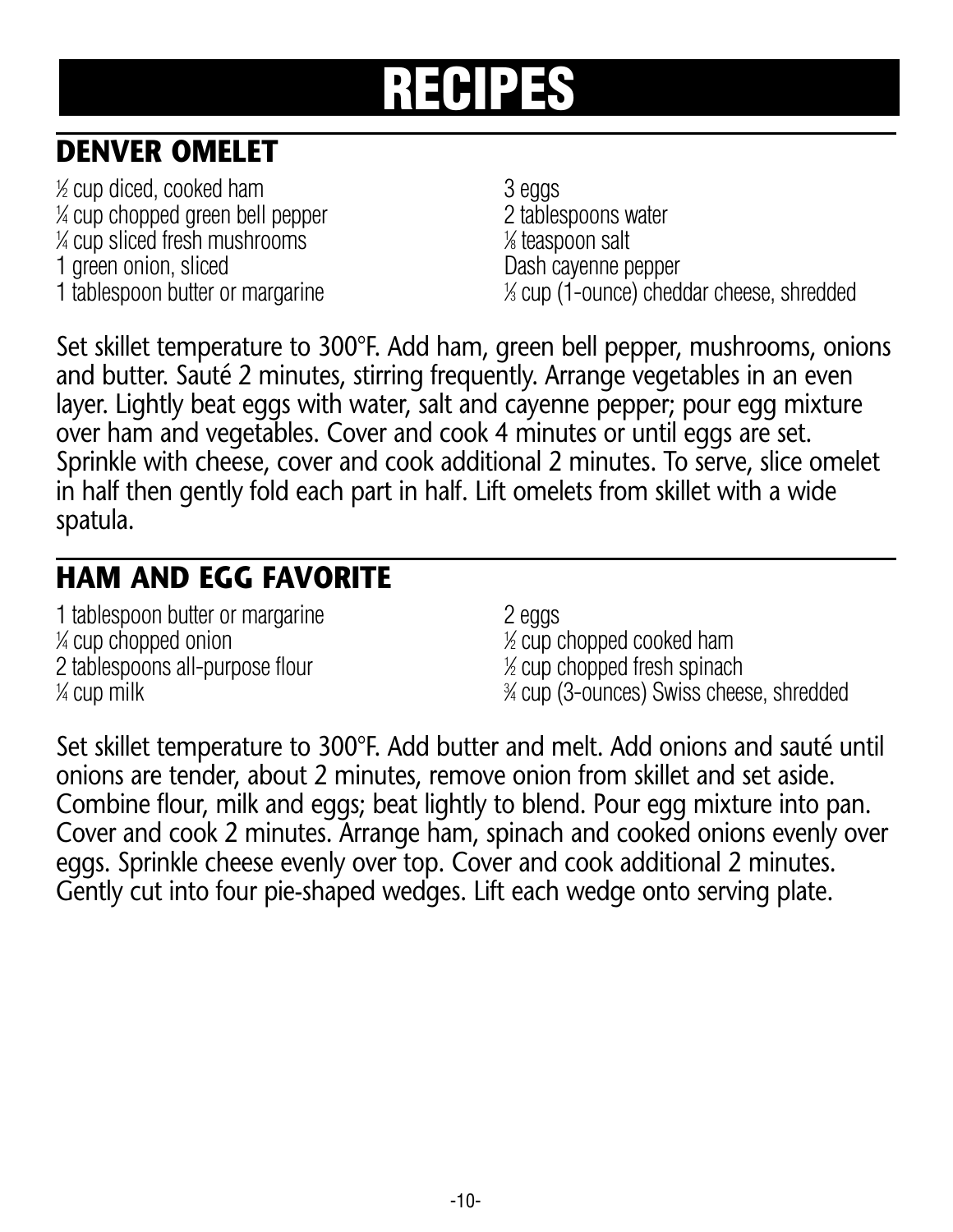# RECIPES

## DENVER OMELET

½ cup diced, cooked ham
¼ cup chopped green bell pepper
¼ cup sliced fresh mushrooms
1 green onion, sliced
1 tablespoon butter or margarine
3 eggs
2 tablespoons water
⅛ teaspoon salt
Dash cayenne pepper
⅓ cup (1-ounce) cheddar cheese, shredded

Set skillet temperature to 300°F. Add ham, green bell pepper, mushrooms, onions and butter. Sauté 2 minutes, stirring frequently. Arrange vegetables in an even layer. Lightly beat eggs with water, salt and cayenne pepper; pour egg mixture over ham and vegetables. Cover and cook 4 minutes or until eggs are set. Sprinkle with cheese, cover and cook additional 2 minutes. To serve, slice omelet in half then gently fold each part in half. Lift omelets from skillet with a wide spatula.

## HAM AND EGG FAVORITE

1 tablespoon butter or margarine
¼ cup chopped onion
2 tablespoons all-purpose flour
¼ cup milk
2 eggs
½ cup chopped cooked ham
½ cup chopped fresh spinach
¾ cup (3-ounces) Swiss cheese, shredded

Set skillet temperature to 300°F. Add butter and melt. Add onions and sauté until onions are tender, about 2 minutes, remove onion from skillet and set aside. Combine flour, milk and eggs; beat lightly to blend. Pour egg mixture into pan. Cover and cook 2 minutes. Arrange ham, spinach and cooked onions evenly over eggs. Sprinkle cheese evenly over top. Cover and cook additional 2 minutes. Gently cut into four pie-shaped wedges. Lift each wedge onto serving plate.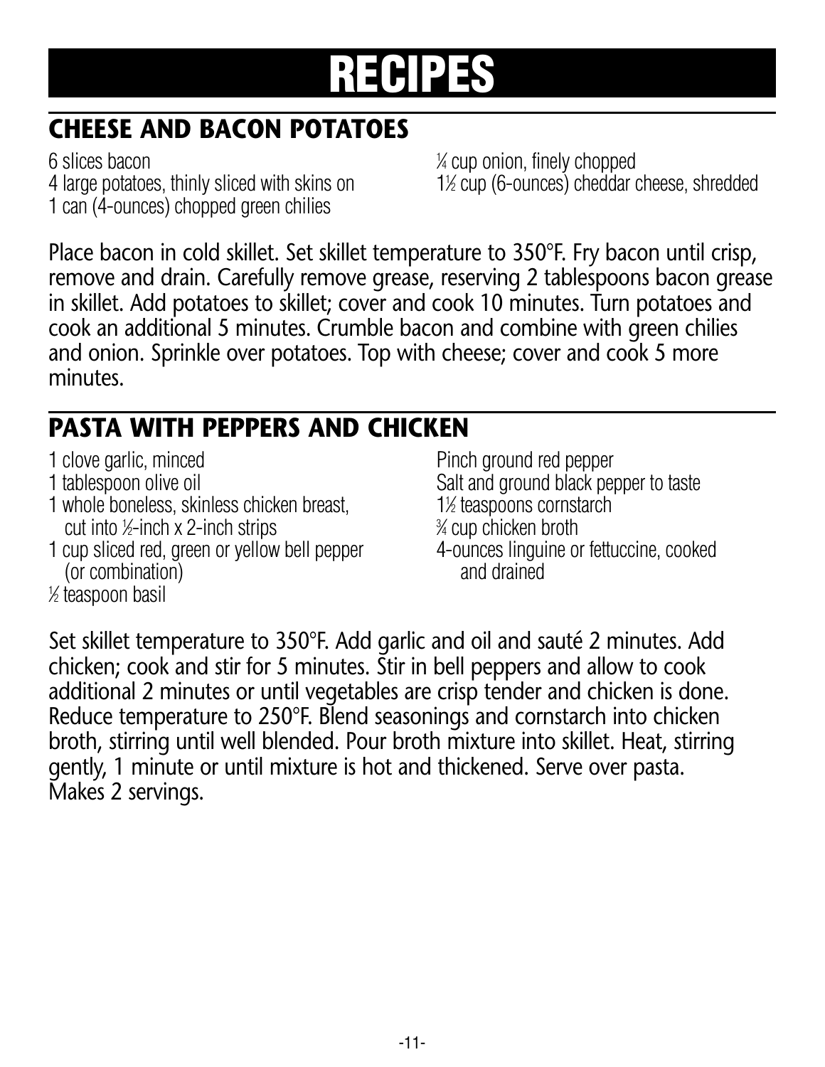# RECIPES

## CHEESE AND BACON POTATOES

6 slices bacon
4 large potatoes, thinly sliced with skins on
1 can (4-ounces) chopped green chilies
¼ cup onion, finely chopped
1½ cup (6-ounces) cheddar cheese, shredded

Place bacon in cold skillet. Set skillet temperature to 350°F. Fry bacon until crisp, remove and drain. Carefully remove grease, reserving 2 tablespoons bacon grease in skillet. Add potatoes to skillet; cover and cook 10 minutes. Turn potatoes and cook an additional 5 minutes. Crumble bacon and combine with green chilies and onion. Sprinkle over potatoes. Top with cheese; cover and cook 5 more minutes.

## PASTA WITH PEPPERS AND CHICKEN

1 clove garlic, minced
1 tablespoon olive oil
1 whole boneless, skinless chicken breast, cut into ½-inch x 2-inch strips
1 cup sliced red, green or yellow bell pepper (or combination)
½ teaspoon basil
Pinch ground red pepper
Salt and ground black pepper to taste
1½ teaspoons cornstarch
¾ cup chicken broth
4-ounces linguine or fettuccine, cooked and drained

Set skillet temperature to 350°F. Add garlic and oil and sauté 2 minutes. Add chicken; cook and stir for 5 minutes. Stir in bell peppers and allow to cook additional 2 minutes or until vegetables are crisp tender and chicken is done. Reduce temperature to 250°F. Blend seasonings and cornstarch into chicken broth, stirring until well blended. Pour broth mixture into skillet. Heat, stirring gently, 1 minute or until mixture is hot and thickened. Serve over pasta. Makes 2 servings.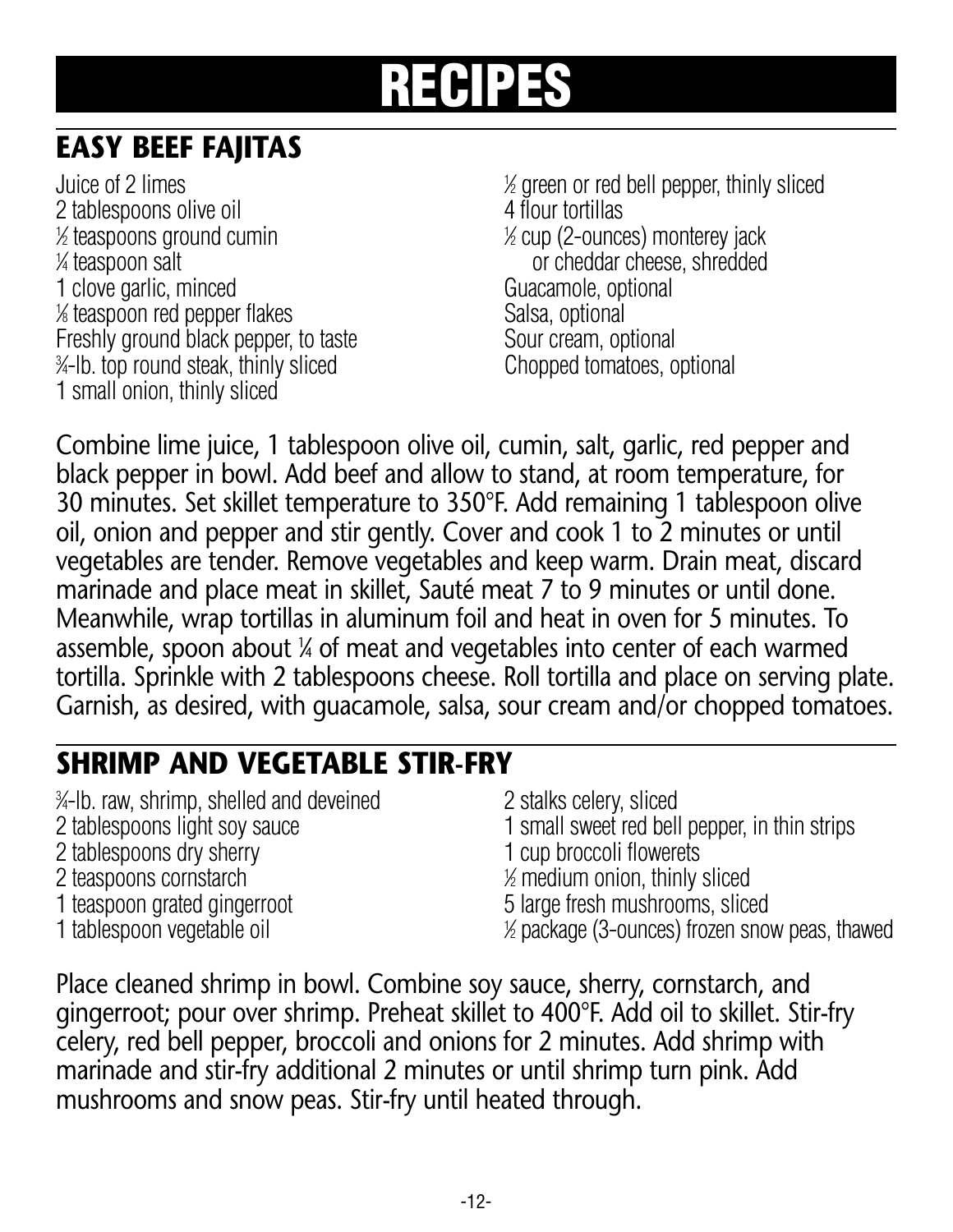# RECIPES

## EASY BEEF FAJITAS

- Juice of 2 limes
- 2 tablespoons olive oil
- ½ teaspoons ground cumin
- ¼ teaspoon salt
- 1 clove garlic, minced
- ⅛ teaspoon red pepper flakes
- Freshly ground black pepper, to taste
- ¾-lb. top round steak, thinly sliced
- 1 small onion, thinly sliced
- ½ green or red bell pepper, thinly sliced
- 4 flour tortillas
- ½ cup (2-ounces) monterey jack or cheddar cheese, shredded
- Guacamole, optional
- Salsa, optional
- Sour cream, optional
- Chopped tomatoes, optional

Combine lime juice, 1 tablespoon olive oil, cumin, salt, garlic, red pepper and black pepper in bowl. Add beef and allow to stand, at room temperature, for 30 minutes. Set skillet temperature to 350°F. Add remaining 1 tablespoon olive oil, onion and pepper and stir gently. Cover and cook 1 to 2 minutes or until vegetables are tender. Remove vegetables and keep warm. Drain meat, discard marinade and place meat in skillet, Sauté meat 7 to 9 minutes or until done. Meanwhile, wrap tortillas in aluminum foil and heat in oven for 5 minutes. To assemble, spoon about ¼ of meat and vegetables into center of each warmed tortilla. Sprinkle with 2 tablespoons cheese. Roll tortilla and place on serving plate. Garnish, as desired, with guacamole, salsa, sour cream and/or chopped tomatoes.

## SHRIMP AND VEGETABLE STIR-FRY

- ¾-lb. raw, shrimp, shelled and deveined
- 2 tablespoons light soy sauce
- 2 tablespoons dry sherry
- 2 teaspoons cornstarch
- 1 teaspoon grated gingerroot
- 1 tablespoon vegetable oil
- 2 stalks celery, sliced
- 1 small sweet red bell pepper, in thin strips
- 1 cup broccoli flowerets
- ½ medium onion, thinly sliced
- 5 large fresh mushrooms, sliced
- ½ package (3-ounces) frozen snow peas, thawed

Place cleaned shrimp in bowl. Combine soy sauce, sherry, cornstarch, and gingerroot; pour over shrimp. Preheat skillet to 400°F. Add oil to skillet. Stir-fry celery, red bell pepper, broccoli and onions for 2 minutes. Add shrimp with marinade and stir-fry additional 2 minutes or until shrimp turn pink. Add mushrooms and snow peas. Stir-fry until heated through.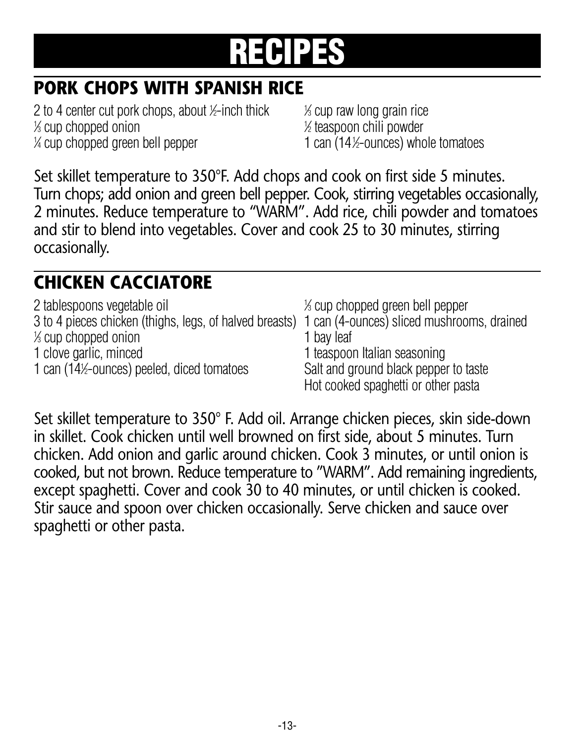# RECIPES

## PORK CHOPS WITH SPANISH RICE

2 to 4 center cut pork chops, about ½-inch thick
⅓ cup chopped onion
¼ cup chopped green bell pepper
⅓ cup raw long grain rice
½ teaspoon chili powder
1 can (14½-ounces) whole tomatoes

Set skillet temperature to 350°F. Add chops and cook on first side 5 minutes. Turn chops; add onion and green bell pepper. Cook, stirring vegetables occasionally, 2 minutes. Reduce temperature to "WARM". Add rice, chili powder and tomatoes and stir to blend into vegetables. Cover and cook 25 to 30 minutes, stirring occasionally.

## CHICKEN CACCIATORE

2 tablespoons vegetable oil
3 to 4 pieces chicken (thighs, legs, of halved breasts)
⅓ cup chopped onion
1 clove garlic, minced
1 can (14½-ounces) peeled, diced tomatoes
⅓ cup chopped green bell pepper
1 can (4-ounces) sliced mushrooms, drained
1 bay leaf
1 teaspoon Italian seasoning
Salt and ground black pepper to taste
Hot cooked spaghetti or other pasta

Set skillet temperature to 350° F. Add oil. Arrange chicken pieces, skin side-down in skillet. Cook chicken until well browned on first side, about 5 minutes. Turn chicken. Add onion and garlic around chicken. Cook 3 minutes, or until onion is cooked, but not brown. Reduce temperature to "WARM". Add remaining ingredients, except spaghetti. Cover and cook 30 to 40 minutes, or until chicken is cooked. Stir sauce and spoon over chicken occasionally. Serve chicken and sauce over spaghetti or other pasta.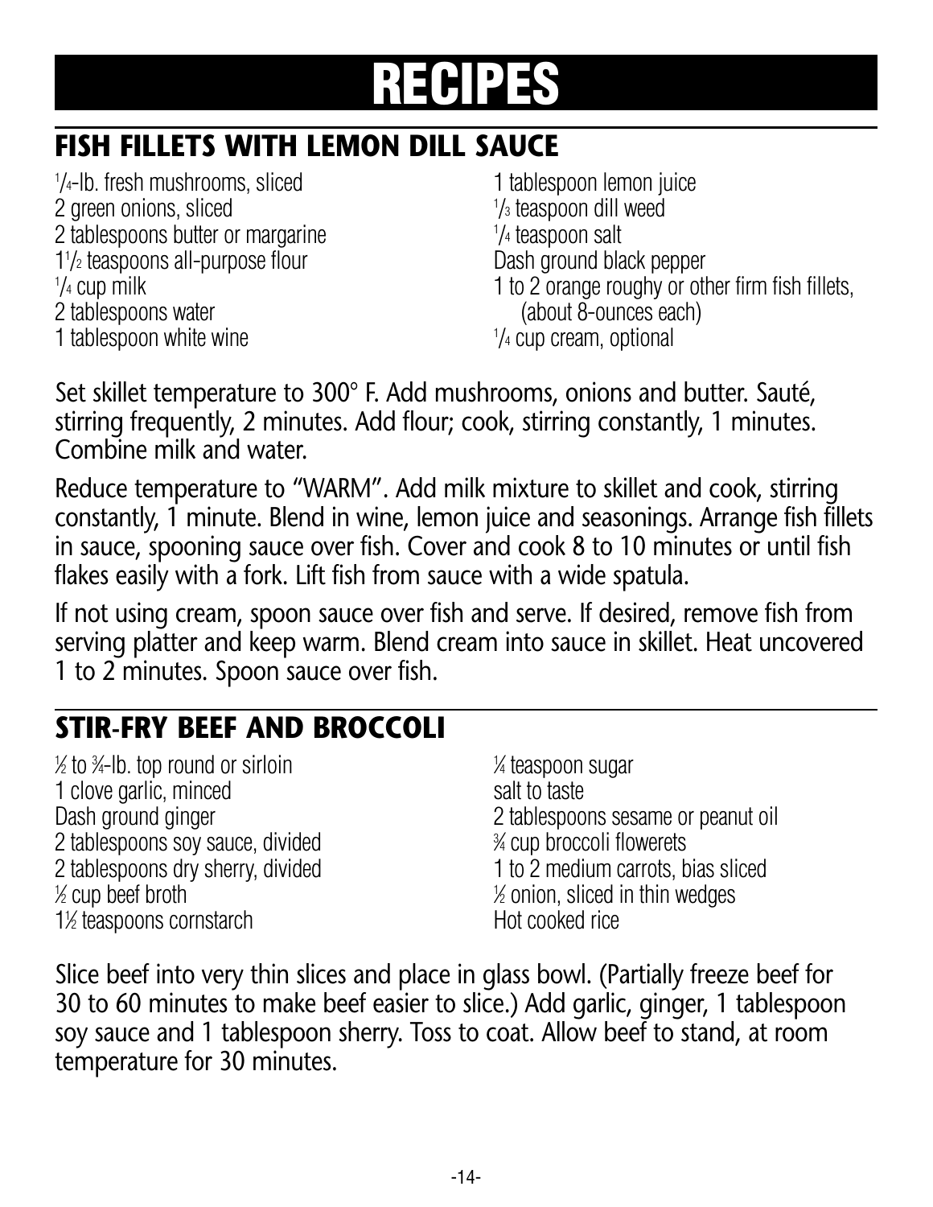# RECIPES

## FISH FILLETS WITH LEMON DILL SAUCE

1/4-lb. fresh mushrooms, sliced
2 green onions, sliced
2 tablespoons butter or margarine
1 1/2 teaspoons all-purpose flour
1/4 cup milk
2 tablespoons water
1 tablespoon white wine
1 tablespoon lemon juice
1/3 teaspoon dill weed
1/4 teaspoon salt
Dash ground black pepper
1 to 2 orange roughy or other firm fish fillets, (about 8-ounces each)
1/4 cup cream, optional

Set skillet temperature to 300° F. Add mushrooms, onions and butter. Sauté, stirring frequently, 2 minutes. Add flour; cook, stirring constantly, 1 minutes. Combine milk and water.

Reduce temperature to "WARM". Add milk mixture to skillet and cook, stirring constantly, 1 minute. Blend in wine, lemon juice and seasonings. Arrange fish fillets in sauce, spooning sauce over fish. Cover and cook 8 to 10 minutes or until fish flakes easily with a fork. Lift fish from sauce with a wide spatula.

If not using cream, spoon sauce over fish and serve. If desired, remove fish from serving platter and keep warm. Blend cream into sauce in skillet. Heat uncovered 1 to 2 minutes. Spoon sauce over fish.

## STIR-FRY BEEF AND BROCCOLI

½ to ¾-lb. top round or sirloin
1 clove garlic, minced
Dash ground ginger
2 tablespoons soy sauce, divided
2 tablespoons dry sherry, divided
½ cup beef broth
1½ teaspoons cornstarch
¼ teaspoon sugar
salt to taste
2 tablespoons sesame or peanut oil
¾ cup broccoli flowerets
1 to 2 medium carrots, bias sliced
½ onion, sliced in thin wedges
Hot cooked rice

Slice beef into very thin slices and place in glass bowl. (Partially freeze beef for 30 to 60 minutes to make beef easier to slice.) Add garlic, ginger, 1 tablespoon soy sauce and 1 tablespoon sherry. Toss to coat. Allow beef to stand, at room temperature for 30 minutes.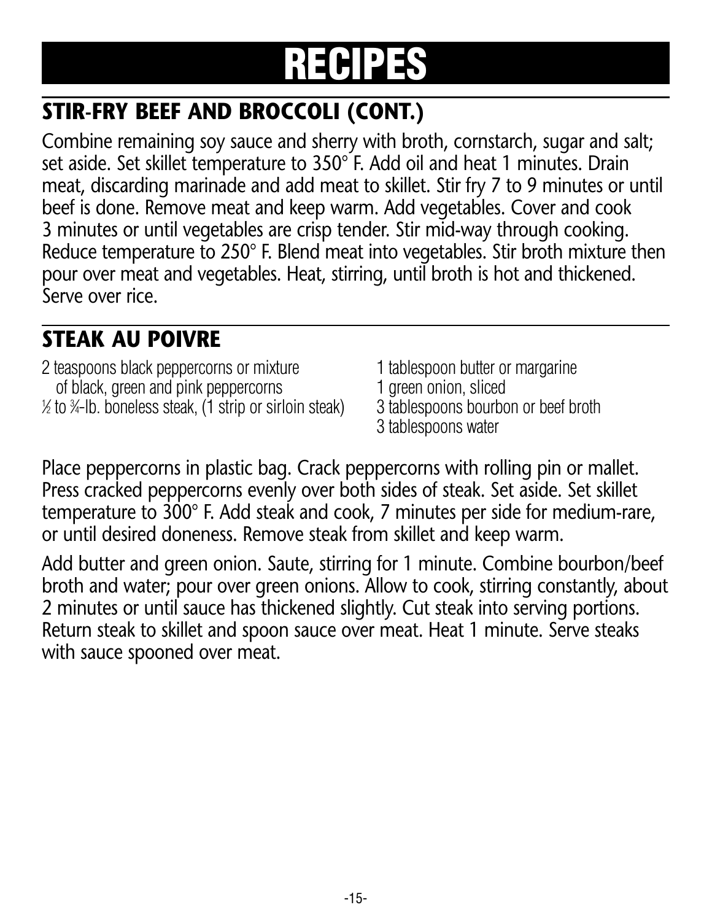# RECIPES

## STIR-FRY BEEF AND BROCCOLI (CONT.)

Combine remaining soy sauce and sherry with broth, cornstarch, sugar and salt; set aside. Set skillet temperature to 350° F. Add oil and heat 1 minutes. Drain meat, discarding marinade and add meat to skillet. Stir fry 7 to 9 minutes or until beef is done. Remove meat and keep warm. Add vegetables. Cover and cook 3 minutes or until vegetables are crisp tender. Stir mid-way through cooking. Reduce temperature to 250° F. Blend meat into vegetables. Stir broth mixture then pour over meat and vegetables. Heat, stirring, until broth is hot and thickened. Serve over rice.

## STEAK AU POIVRE

2 teaspoons black peppercorns or mixture of black, green and pink peppercorns
½ to ¾-lb. boneless steak, (1 strip or sirloin steak)
1 tablespoon butter or margarine
1 green onion, sliced
3 tablespoons bourbon or beef broth
3 tablespoons water

Place peppercorns in plastic bag. Crack peppercorns with rolling pin or mallet. Press cracked peppercorns evenly over both sides of steak. Set aside. Set skillet temperature to 300° F. Add steak and cook, 7 minutes per side for medium-rare, or until desired doneness. Remove steak from skillet and keep warm.

Add butter and green onion. Saute, stirring for 1 minute. Combine bourbon/beef broth and water; pour over green onions. Allow to cook, stirring constantly, about 2 minutes or until sauce has thickened slightly. Cut steak into serving portions. Return steak to skillet and spoon sauce over meat. Heat 1 minute. Serve steaks with sauce spooned over meat.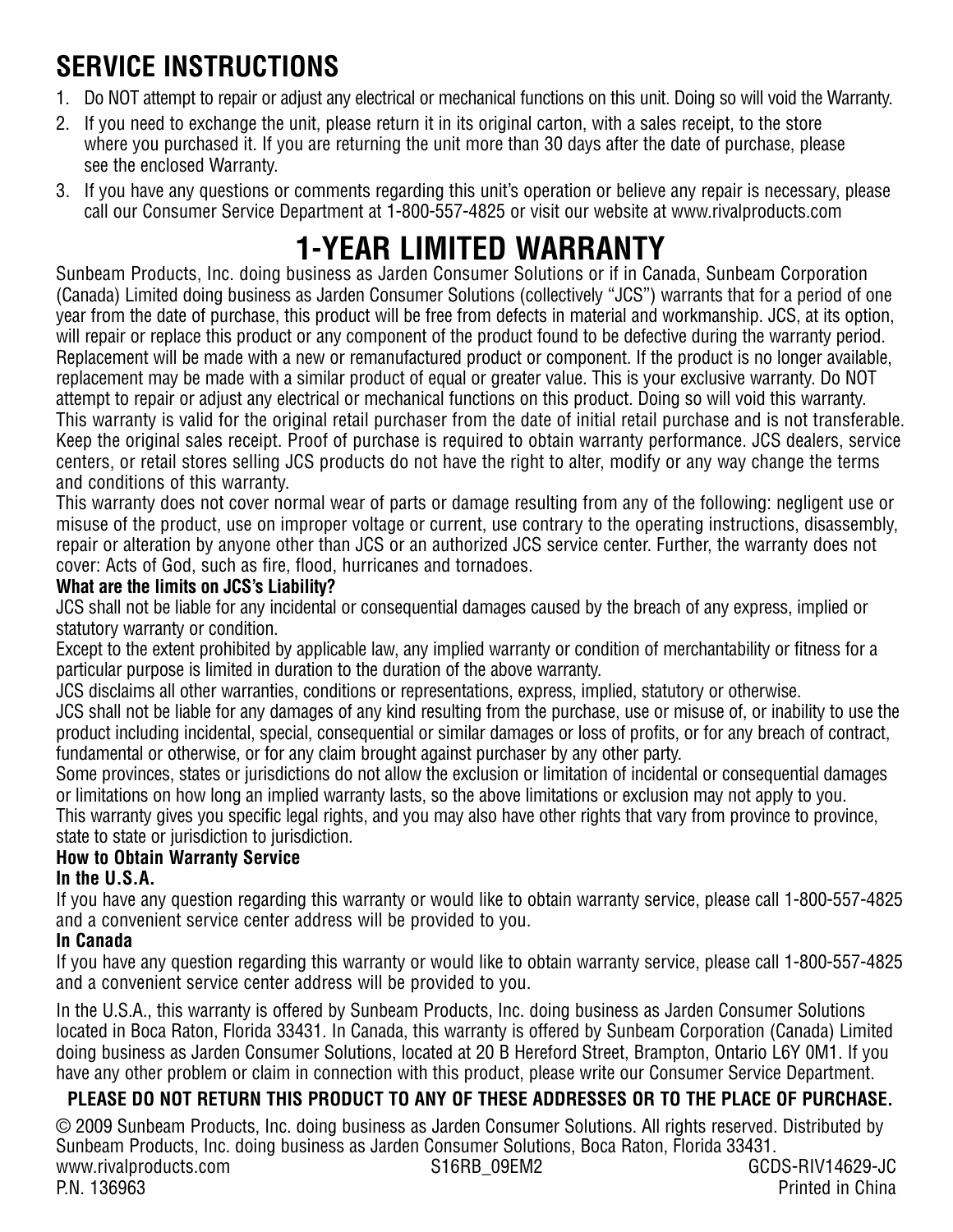## SERVICE INSTRUCTIONS

1. Do NOT attempt to repair or adjust any electrical or mechanical functions on this unit. Doing so will void the Warranty.
2. If you need to exchange the unit, please return it in its original carton, with a sales receipt, to the store where you purchased it. If you are returning the unit more than 30 days after the date of purchase, please see the enclosed Warranty.
3. If you have any questions or comments regarding this unit's operation or believe any repair is necessary, please call our Consumer Service Department at 1-800-557-4825 or visit our website at www.rivalproducts.com

# 1-YEAR LIMITED WARRANTY

Sunbeam Products, Inc. doing business as Jarden Consumer Solutions or if in Canada, Sunbeam Corporation (Canada) Limited doing business as Jarden Consumer Solutions (collectively "JCS") warrants that for a period of one year from the date of purchase, this product will be free from defects in material and workmanship. JCS, at its option, will repair or replace this product or any component of the product found to be defective during the warranty period. Replacement will be made with a new or remanufactured product or component. If the product is no longer available, replacement may be made with a similar product of equal or greater value. This is your exclusive warranty. Do NOT attempt to repair or adjust any electrical or mechanical functions on this product. Doing so will void this warranty.

This warranty is valid for the original retail purchaser from the date of initial retail purchase and is not transferable. Keep the original sales receipt. Proof of purchase is required to obtain warranty performance. JCS dealers, service centers, or retail stores selling JCS products do not have the right to alter, modify or any way change the terms and conditions of this warranty.

This warranty does not cover normal wear of parts or damage resulting from any of the following: negligent use or misuse of the product, use on improper voltage or current, use contrary to the operating instructions, disassembly, repair or alteration by anyone other than JCS or an authorized JCS service center. Further, the warranty does not cover: Acts of God, such as fire, flood, hurricanes and tornadoes.

**What are the limits on JCS's Liability?**

JCS shall not be liable for any incidental or consequential damages caused by the breach of any express, implied or statutory warranty or condition.

Except to the extent prohibited by applicable law, any implied warranty or condition of merchantability or fitness for a particular purpose is limited in duration to the duration of the above warranty.

JCS disclaims all other warranties, conditions or representations, express, implied, statutory or otherwise.

JCS shall not be liable for any damages of any kind resulting from the purchase, use or misuse of, or inability to use the product including incidental, special, consequential or similar damages or loss of profits, or for any breach of contract, fundamental or otherwise, or for any claim brought against purchaser by any other party.

Some provinces, states or jurisdictions do not allow the exclusion or limitation of incidental or consequential damages or limitations on how long an implied warranty lasts, so the above limitations or exclusion may not apply to you.

This warranty gives you specific legal rights, and you may also have other rights that vary from province to province, state to state or jurisdiction to jurisdiction.

**How to Obtain Warranty Service**

**In the U.S.A.**

If you have any question regarding this warranty or would like to obtain warranty service, please call 1-800-557-4825 and a convenient service center address will be provided to you.

**In Canada**

If you have any question regarding this warranty or would like to obtain warranty service, please call 1-800-557-4825 and a convenient service center address will be provided to you.

In the U.S.A., this warranty is offered by Sunbeam Products, Inc. doing business as Jarden Consumer Solutions located in Boca Raton, Florida 33431. In Canada, this warranty is offered by Sunbeam Corporation (Canada) Limited doing business as Jarden Consumer Solutions, located at 20 B Hereford Street, Brampton, Ontario L6Y 0M1. If you have any other problem or claim in connection with this product, please write our Consumer Service Department.

**PLEASE DO NOT RETURN THIS PRODUCT TO ANY OF THESE ADDRESSES OR TO THE PLACE OF PURCHASE.**

© 2009 Sunbeam Products, Inc. doing business as Jarden Consumer Solutions. All rights reserved. Distributed by Sunbeam Products, Inc. doing business as Jarden Consumer Solutions, Boca Raton, Florida 33431.

www.rivalproducts.com S16RB_09EM2 GCDS-RIV14629-JC

P.N. 136963 Printed in China